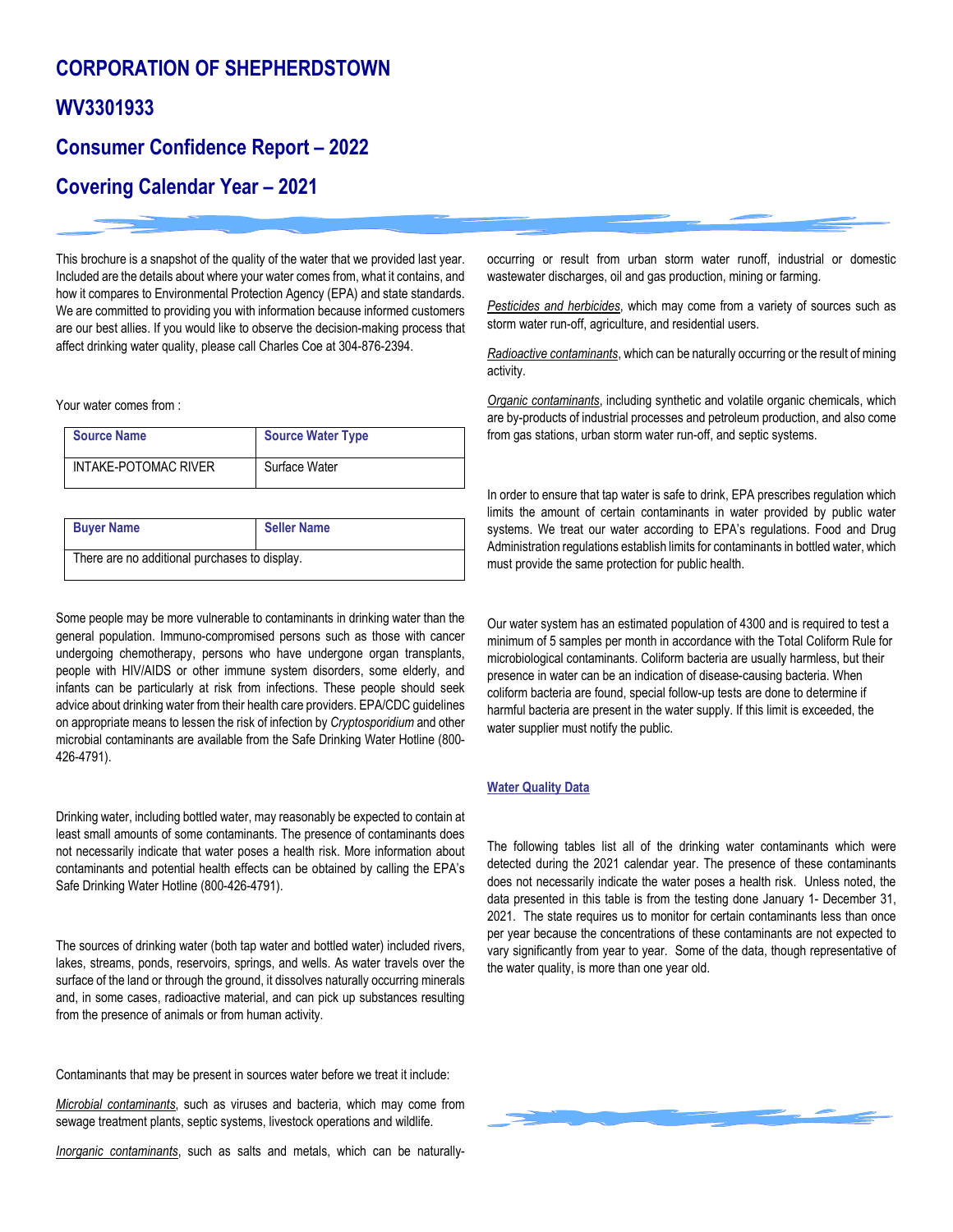# CORPORATION OF SHEPHERDSTOWN

# WV3301933

# Consumer Confidence Report – 2022

# Covering Calendar Year – 2021

This brochure is a snapshot of the quality of the water that we provided last year. Included are the details about where your water comes from, what it contains, and how it compares to Environmental Protection Agency (EPA) and state standards. We are committed to providing you with information because informed customers are our best allies. If you would like to observe the decision-making process that affect drinking water quality, please call Charles Coe at 304-876-2394.

Your water comes from :

| Source Name | Source Water Type |
|---|---|
| INTAKE-POTOMAC RIVER | Surface Water |

| Buyer Name | Seller Name |
|---|---|
| There are no additional purchases to display. | |

Some people may be more vulnerable to contaminants in drinking water than the general population. Immuno-compromised persons such as those with cancer undergoing chemotherapy, persons who have undergone organ transplants, people with HIV/AIDS or other immune system disorders, some elderly, and infants can be particularly at risk from infections. These people should seek advice about drinking water from their health care providers. EPA/CDC guidelines on appropriate means to lessen the risk of infection by *Cryptosporidium* and other microbial contaminants are available from the Safe Drinking Water Hotline (800-426-4791).

Drinking water, including bottled water, may reasonably be expected to contain at least small amounts of some contaminants. The presence of contaminants does not necessarily indicate that water poses a health risk. More information about contaminants and potential health effects can be obtained by calling the EPA's Safe Drinking Water Hotline (800-426-4791).

The sources of drinking water (both tap water and bottled water) included rivers, lakes, streams, ponds, reservoirs, springs, and wells. As water travels over the surface of the land or through the ground, it dissolves naturally occurring minerals and, in some cases, radioactive material, and can pick up substances resulting from the presence of animals or from human activity.

Contaminants that may be present in sources water before we treat it include:

*Microbial contaminants*, such as viruses and bacteria, which may come from sewage treatment plants, septic systems, livestock operations and wildlife.

*Inorganic contaminants*, such as salts and metals, which can be naturally-occurring or result from urban storm water runoff, industrial or domestic wastewater discharges, oil and gas production, mining or farming.

*Pesticides and herbicides*, which may come from a variety of sources such as storm water run-off, agriculture, and residential users.

*Radioactive contaminants*, which can be naturally occurring or the result of mining activity.

*Organic contaminants*, including synthetic and volatile organic chemicals, which are by-products of industrial processes and petroleum production, and also come from gas stations, urban storm water run-off, and septic systems.

In order to ensure that tap water is safe to drink, EPA prescribes regulation which limits the amount of certain contaminants in water provided by public water systems. We treat our water according to EPA's regulations. Food and Drug Administration regulations establish limits for contaminants in bottled water, which must provide the same protection for public health.

Our water system has an estimated population of 4300 and is required to test a minimum of 5 samples per month in accordance with the Total Coliform Rule for microbiological contaminants. Coliform bacteria are usually harmless, but their presence in water can be an indication of disease-causing bacteria. When coliform bacteria are found, special follow-up tests are done to determine if harmful bacteria are present in the water supply. If this limit is exceeded, the water supplier must notify the public.

## Water Quality Data

The following tables list all of the drinking water contaminants which were detected during the 2021 calendar year. The presence of these contaminants does not necessarily indicate the water poses a health risk. Unless noted, the data presented in this table is from the testing done January 1- December 31, 2021. The state requires us to monitor for certain contaminants less than once per year because the concentrations of these contaminants are not expected to vary significantly from year to year. Some of the data, though representative of the water quality, is more than one year old.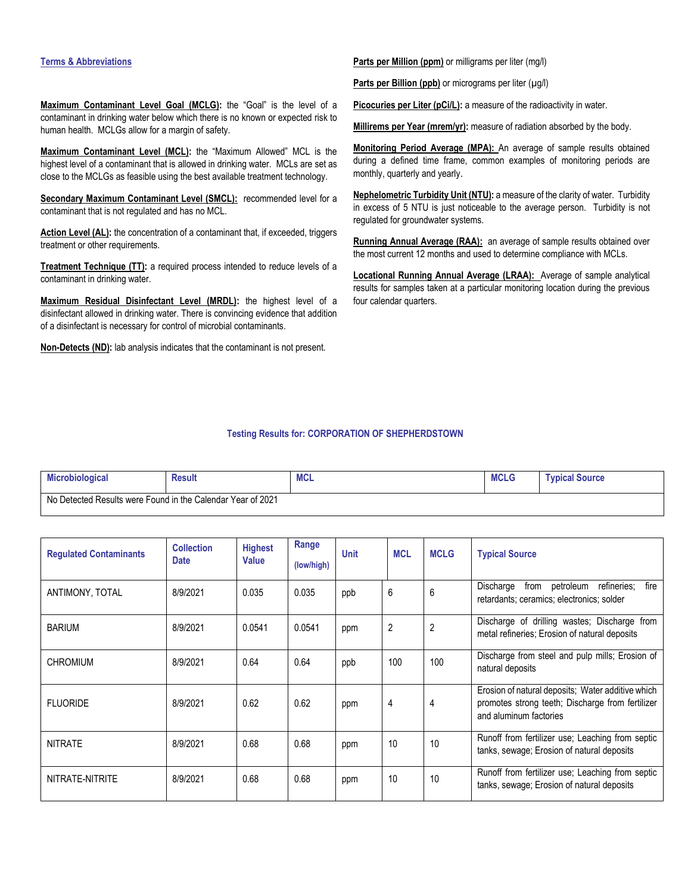### Terms & Abbreviations

**Maximum Contaminant Level Goal (MCLG):** the "Goal" is the level of a contaminant in drinking water below which there is no known or expected risk to human health. MCLGs allow for a margin of safety.

**Maximum Contaminant Level (MCL):** the "Maximum Allowed" MCL is the highest level of a contaminant that is allowed in drinking water. MCLs are set as close to the MCLGs as feasible using the best available treatment technology.

**Secondary Maximum Contaminant Level (SMCL):** recommended level for a contaminant that is not regulated and has no MCL.

**Action Level (AL):** the concentration of a contaminant that, if exceeded, triggers treatment or other requirements.

**Treatment Technique (TT):** a required process intended to reduce levels of a contaminant in drinking water.

**Maximum Residual Disinfectant Level (MRDL):** the highest level of a disinfectant allowed in drinking water. There is convincing evidence that addition of a disinfectant is necessary for control of microbial contaminants.

**Non-Detects (ND):** lab analysis indicates that the contaminant is not present.

**Parts per Million (ppm)** or milligrams per liter (mg/l)

**Parts per Billion (ppb)** or micrograms per liter (µg/l)

**Picocuries per Liter (pCi/L):** a measure of the radioactivity in water.

**Millirems per Year (mrem/yr):** measure of radiation absorbed by the body.

**Monitoring Period Average (MPA):** An average of sample results obtained during a defined time frame, common examples of monitoring periods are monthly, quarterly and yearly.

**Nephelometric Turbidity Unit (NTU):** a measure of the clarity of water. Turbidity in excess of 5 NTU is just noticeable to the average person. Turbidity is not regulated for groundwater systems.

**Running Annual Average (RAA):** an average of sample results obtained over the most current 12 months and used to determine compliance with MCLs.

**Locational Running Annual Average (LRAA):** Average of sample analytical results for samples taken at a particular monitoring location during the previous four calendar quarters.

### Testing Results for: CORPORATION OF SHEPHERDSTOWN

| Microbiological | Result | MCL | MCLG | Typical Source |
|---|---|---|---|---|
| No Detected Results were Found in the Calendar Year of 2021 | | | | |

| Regulated Contaminants | Collection Date | Highest Value | Range (low/high) | Unit | MCL | MCLG | Typical Source |
|---|---|---|---|---|---|---|---|
| ANTIMONY, TOTAL | 8/9/2021 | 0.035 | 0.035 | ppb | 6 | 6 | Discharge from petroleum refineries; fire retardants; ceramics; electronics; solder |
| BARIUM | 8/9/2021 | 0.0541 | 0.0541 | ppm | 2 | 2 | Discharge of drilling wastes; Discharge from metal refineries; Erosion of natural deposits |
| CHROMIUM | 8/9/2021 | 0.64 | 0.64 | ppb | 100 | 100 | Discharge from steel and pulp mills; Erosion of natural deposits |
| FLUORIDE | 8/9/2021 | 0.62 | 0.62 | ppm | 4 | 4 | Erosion of natural deposits; Water additive which promotes strong teeth; Discharge from fertilizer and aluminum factories |
| NITRATE | 8/9/2021 | 0.68 | 0.68 | ppm | 10 | 10 | Runoff from fertilizer use; Leaching from septic tanks, sewage; Erosion of natural deposits |
| NITRATE-NITRITE | 8/9/2021 | 0.68 | 0.68 | ppm | 10 | 10 | Runoff from fertilizer use; Leaching from septic tanks, sewage; Erosion of natural deposits |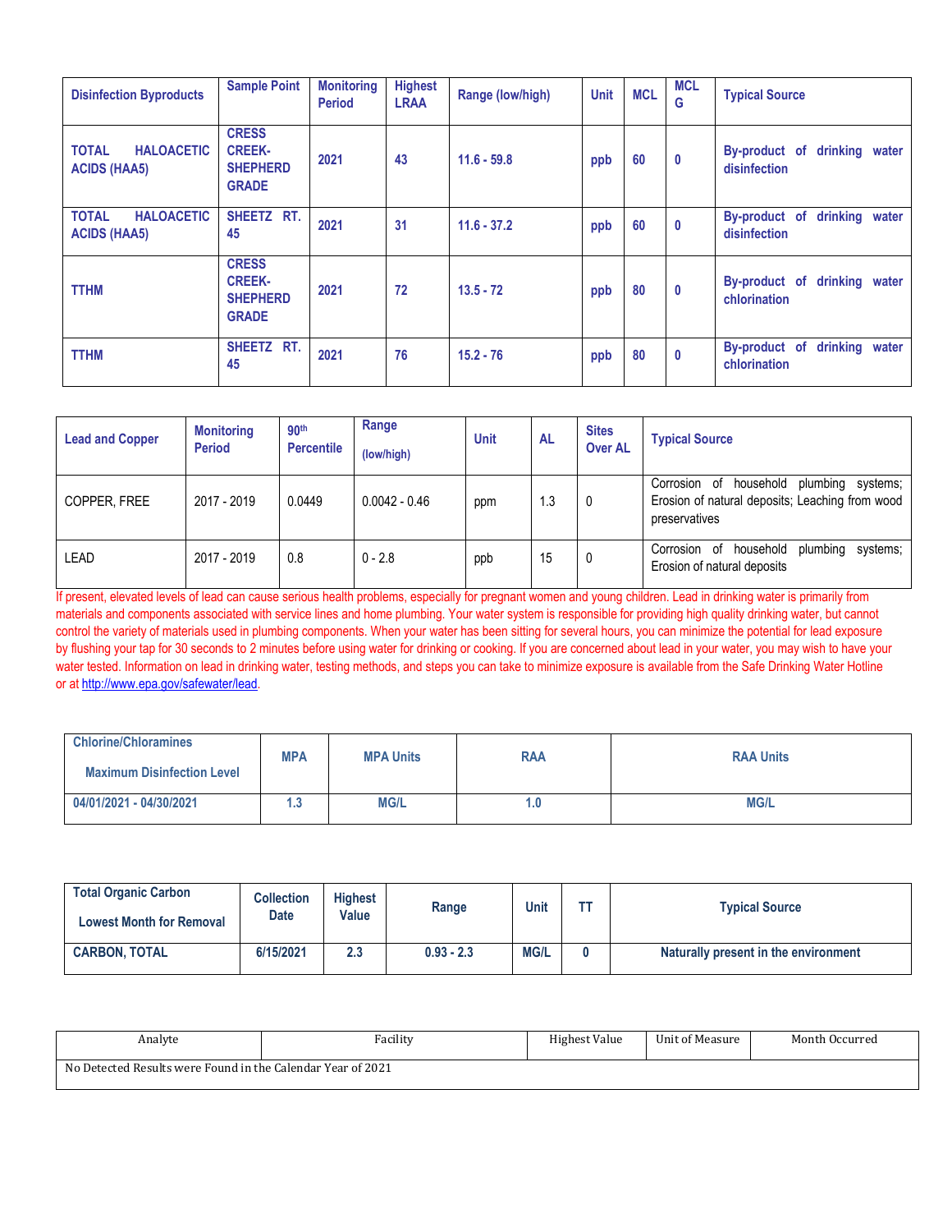| Disinfection Byproducts | Sample Point | Monitoring Period | Highest LRAA | Range (low/high) | Unit | MCL | MCL G | Typical Source |
|---|---|---|---|---|---|---|---|---|
| TOTAL HALOACETIC ACIDS (HAA5) | CRESS CREEK-SHEPHERD GRADE | 2021 | 43 | 11.6 - 59.8 | ppb | 60 | 0 | By-product of drinking water disinfection |
| TOTAL HALOACETIC ACIDS (HAA5) | SHEETZ RT. 45 | 2021 | 31 | 11.6 - 37.2 | ppb | 60 | 0 | By-product of drinking water disinfection |
| TTHM | CRESS CREEK-SHEPHERD GRADE | 2021 | 72 | 13.5 - 72 | ppb | 80 | 0 | By-product of drinking water chlorination |
| TTHM | SHEETZ RT. 45 | 2021 | 76 | 15.2 - 76 | ppb | 80 | 0 | By-product of drinking water chlorination |

| Lead and Copper | Monitoring Period | 90th Percentile | Range (low/high) | Unit | AL | Sites Over AL | Typical Source |
|---|---|---|---|---|---|---|---|
| COPPER, FREE | 2017 - 2019 | 0.0449 | 0.0042 - 0.46 | ppm | 1.3 | 0 | Corrosion of household plumbing systems; Erosion of natural deposits; Leaching from wood preservatives |
| LEAD | 2017 - 2019 | 0.8 | 0 - 2.8 | ppb | 15 | 0 | Corrosion of household plumbing systems; Erosion of natural deposits |

If present, elevated levels of lead can cause serious health problems, especially for pregnant women and young children. Lead in drinking water is primarily from materials and components associated with service lines and home plumbing. Your water system is responsible for providing high quality drinking water, but cannot control the variety of materials used in plumbing components. When your water has been sitting for several hours, you can minimize the potential for lead exposure by flushing your tap for 30 seconds to 2 minutes before using water for drinking or cooking. If you are concerned about lead in your water, you may wish to have your water tested. Information on lead in drinking water, testing methods, and steps you can take to minimize exposure is available from the Safe Drinking Water Hotline or at http://www.epa.gov/safewater/lead.

| Chlorine/Chloramines Maximum Disinfection Level | MPA | MPA Units | RAA | RAA Units |
|---|---|---|---|---|
| 04/01/2021 - 04/30/2021 | 1.3 | MG/L | 1.0 | MG/L |

| Total Organic Carbon Lowest Month for Removal | Collection Date | Highest Value | Range | Unit | TT | Typical Source |
|---|---|---|---|---|---|---|
| CARBON, TOTAL | 6/15/2021 | 2.3 | 0.93 - 2.3 | MG/L | 0 | Naturally present in the environment |

| Analyte | Facility | Highest Value | Unit of Measure | Month Occurred |
|---|---|---|---|---|
| No Detected Results were Found in the Calendar Year of 2021 | | | | |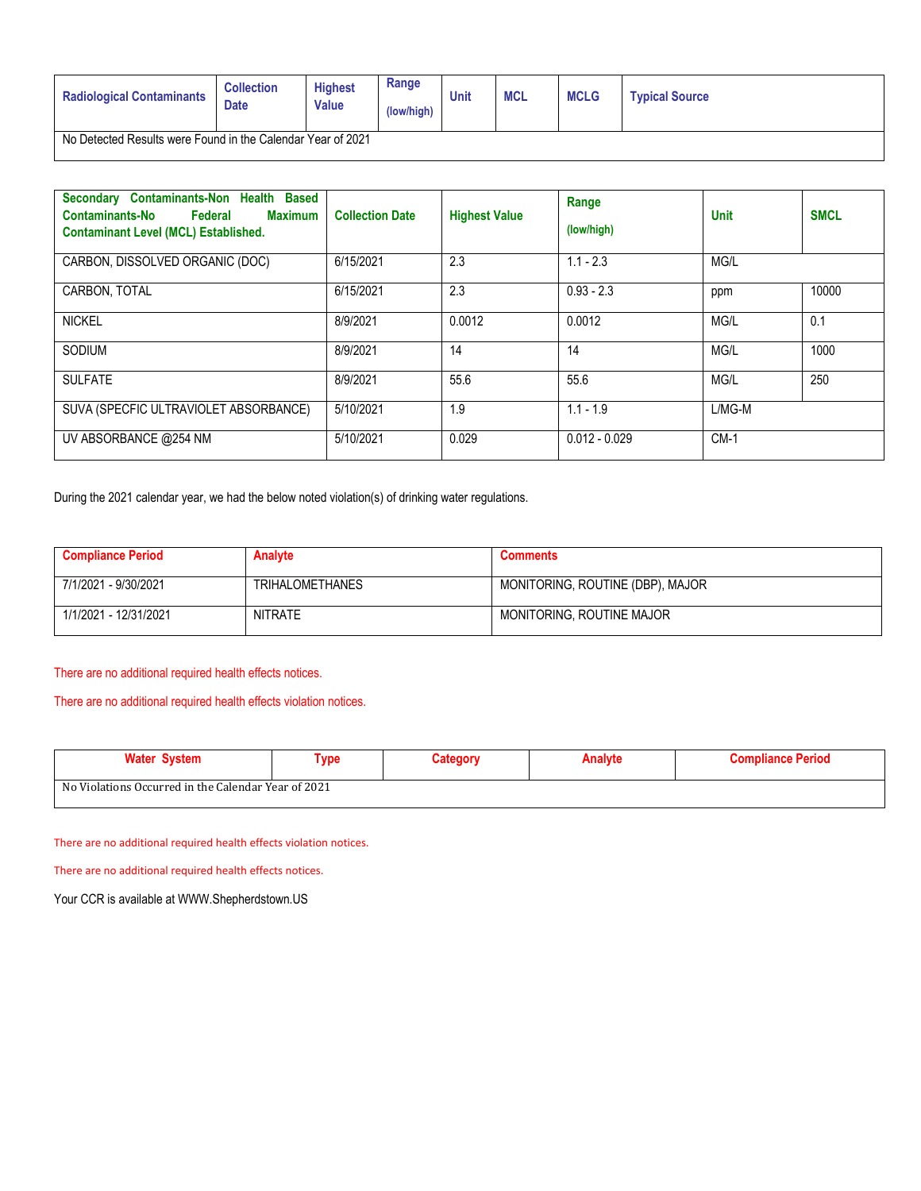| Radiological Contaminants | Collection Date | Highest Value | Range (low/high) | Unit | MCL | MCLG | Typical Source |
|---|---|---|---|---|---|---|---|
| No Detected Results were Found in the Calendar Year of 2021 | | | | | | | |

| Secondary Contaminants-Non Health Based Contaminants-No Federal Maximum Contaminant Level (MCL) Established. | Collection Date | Highest Value | Range (low/high) | Unit | SMCL |
|---|---|---|---|---|---|
| CARBON, DISSOLVED ORGANIC (DOC) | 6/15/2021 | 2.3 | 1.1 - 2.3 | MG/L | |
| CARBON, TOTAL | 6/15/2021 | 2.3 | 0.93 - 2.3 | ppm | 10000 |
| NICKEL | 8/9/2021 | 0.0012 | 0.0012 | MG/L | 0.1 |
| SODIUM | 8/9/2021 | 14 | 14 | MG/L | 1000 |
| SULFATE | 8/9/2021 | 55.6 | 55.6 | MG/L | 250 |
| SUVA (SPECFIC ULTRAVIOLET ABSORBANCE) | 5/10/2021 | 1.9 | 1.1 - 1.9 | L/MG-M | |
| UV ABSORBANCE @254 NM | 5/10/2021 | 0.029 | 0.012 - 0.029 | CM-1 | |

During the 2021 calendar year, we had the below noted violation(s) of drinking water regulations.

| Compliance Period | Analyte | Comments |
|---|---|---|
| 7/1/2021 - 9/30/2021 | TRIHALOMETHANES | MONITORING, ROUTINE (DBP), MAJOR |
| 1/1/2021 - 12/31/2021 | NITRATE | MONITORING, ROUTINE MAJOR |

There are no additional required health effects notices.

There are no additional required health effects violation notices.

| Water System | Type | Category | Analyte | Compliance Period |
|---|---|---|---|---|
| No Violations Occurred in the Calendar Year of 2021 | | | | |

There are no additional required health effects violation notices.

There are no additional required health effects notices.

Your CCR is available at WWW.Shepherdstown.US